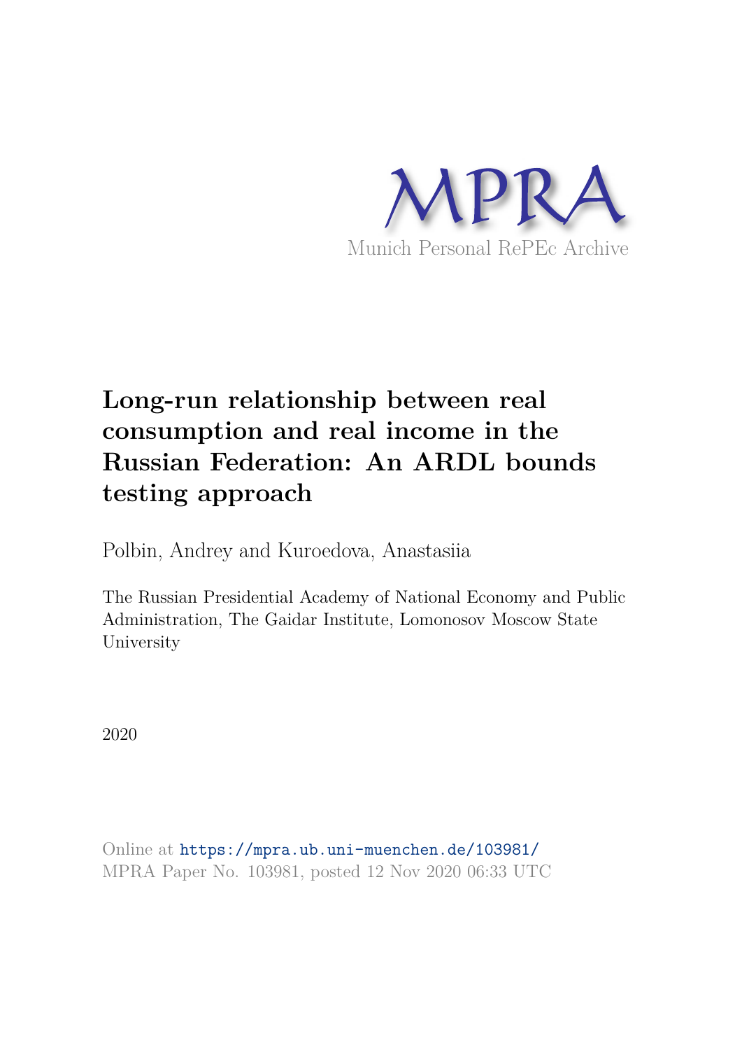MPRA

Munich Personal RePEc Archive

# Long-run relationship between real consumption and real income in the Russian Federation: An ARDL bounds testing approach

Polbin, Andrey and Kuroedova, Anastasiia

The Russian Presidential Academy of National Economy and Public Administration, The Gaidar Institute, Lomonosov Moscow State University

2020

Online at https://mpra.ub.uni-muenchen.de/103981/
MPRA Paper No. 103981, posted 12 Nov 2020 06:33 UTC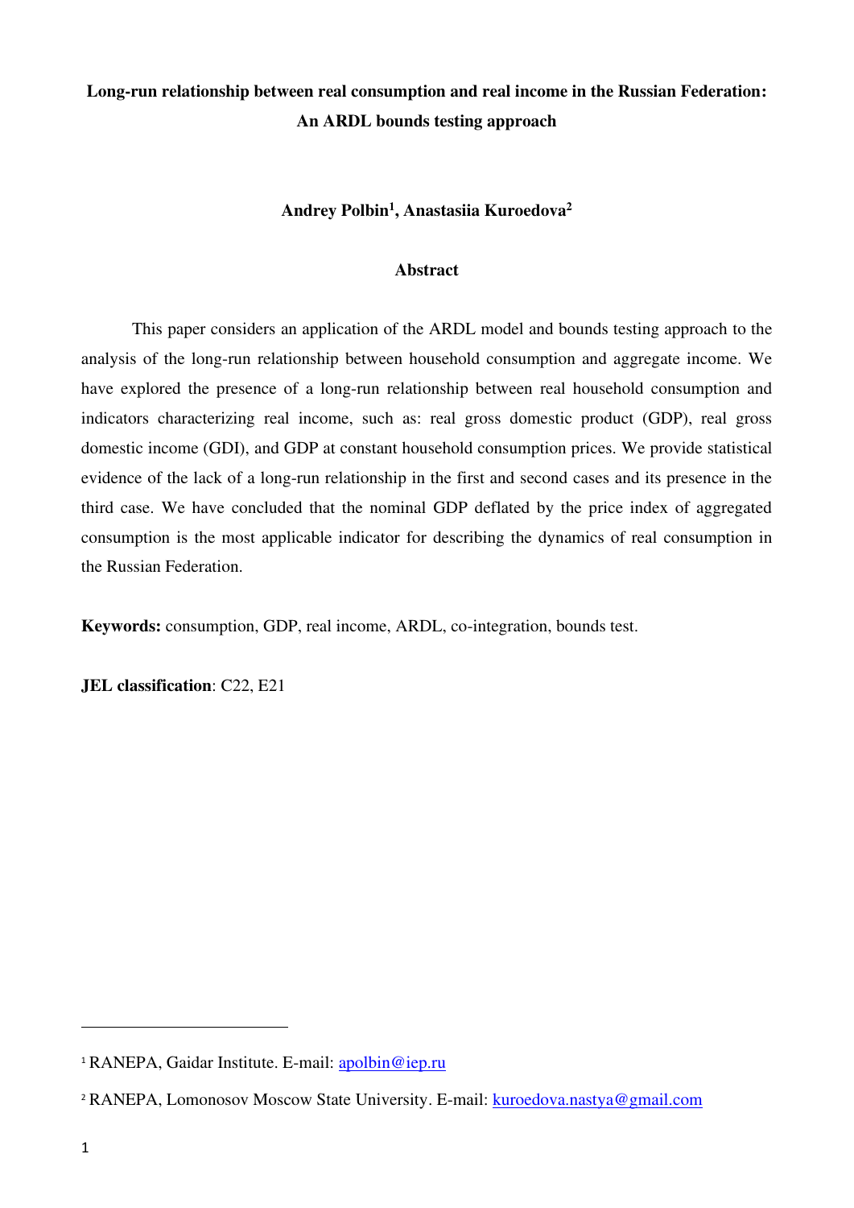**Long-run relationship between real consumption and real income in the Russian Federation: An ARDL bounds testing approach**

**Andrey Polbin[1], Anastasiia Kuroedova[2]**

**Abstract**

This paper considers an application of the ARDL model and bounds testing approach to the analysis of the long-run relationship between household consumption and aggregate income. We have explored the presence of a long-run relationship between real household consumption and indicators characterizing real income, such as: real gross domestic product (GDP), real gross domestic income (GDI), and GDP at constant household consumption prices. We provide statistical evidence of the lack of a long-run relationship in the first and second cases and its presence in the third case. We have concluded that the nominal GDP deflated by the price index of aggregated consumption is the most applicable indicator for describing the dynamics of real consumption in the Russian Federation.

**Keywords:** consumption, GDP, real income, ARDL, co-integration, bounds test.

**JEL classification**: C22, E21

[1] RANEPA, Gaidar Institute. E-mail: apolbin@iep.ru

[2] RANEPA, Lomonosov Moscow State University. E-mail: kuroedova.nastya@gmail.com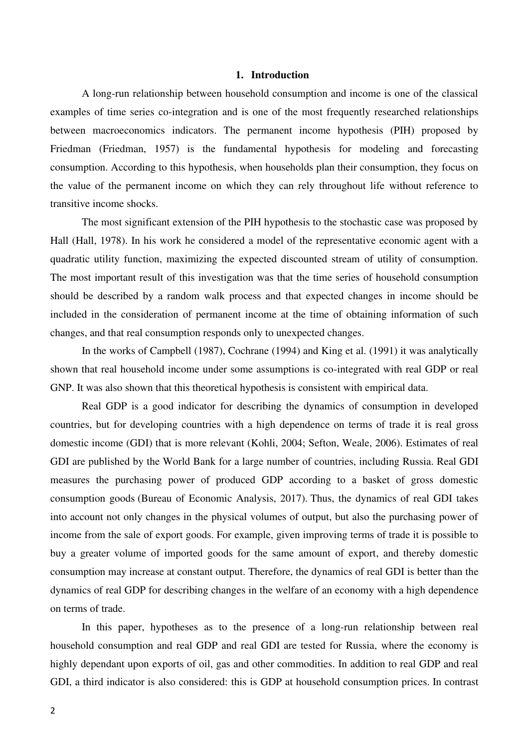## 1. Introduction

A long-run relationship between household consumption and income is one of the classical examples of time series co-integration and is one of the most frequently researched relationships between macroeconomics indicators. The permanent income hypothesis (PIH) proposed by Friedman (Friedman, 1957) is the fundamental hypothesis for modeling and forecasting consumption. According to this hypothesis, when households plan their consumption, they focus on the value of the permanent income on which they can rely throughout life without reference to transitive income shocks.

The most significant extension of the PIH hypothesis to the stochastic case was proposed by Hall (Hall, 1978). In his work he considered a model of the representative economic agent with a quadratic utility function, maximizing the expected discounted stream of utility of consumption. The most important result of this investigation was that the time series of household consumption should be described by a random walk process and that expected changes in income should be included in the consideration of permanent income at the time of obtaining information of such changes, and that real consumption responds only to unexpected changes.

In the works of Campbell (1987), Cochrane (1994) and King et al. (1991) it was analytically shown that real household income under some assumptions is co-integrated with real GDP or real GNP. It was also shown that this theoretical hypothesis is consistent with empirical data.

Real GDP is a good indicator for describing the dynamics of consumption in developed countries, but for developing countries with a high dependence on terms of trade it is real gross domestic income (GDI) that is more relevant (Kohli, 2004; Sefton, Weale, 2006). Estimates of real GDI are published by the World Bank for a large number of countries, including Russia. Real GDI measures the purchasing power of produced GDP according to a basket of gross domestic consumption goods (Bureau of Economic Analysis, 2017). Thus, the dynamics of real GDI takes into account not only changes in the physical volumes of output, but also the purchasing power of income from the sale of export goods. For example, given improving terms of trade it is possible to buy a greater volume of imported goods for the same amount of export, and thereby domestic consumption may increase at constant output. Therefore, the dynamics of real GDI is better than the dynamics of real GDP for describing changes in the welfare of an economy with a high dependence on terms of trade.

In this paper, hypotheses as to the presence of a long-run relationship between real household consumption and real GDP and real GDI are tested for Russia, where the economy is highly dependant upon exports of oil, gas and other commodities. In addition to real GDP and real GDI, a third indicator is also considered: this is GDP at household consumption prices. In contrast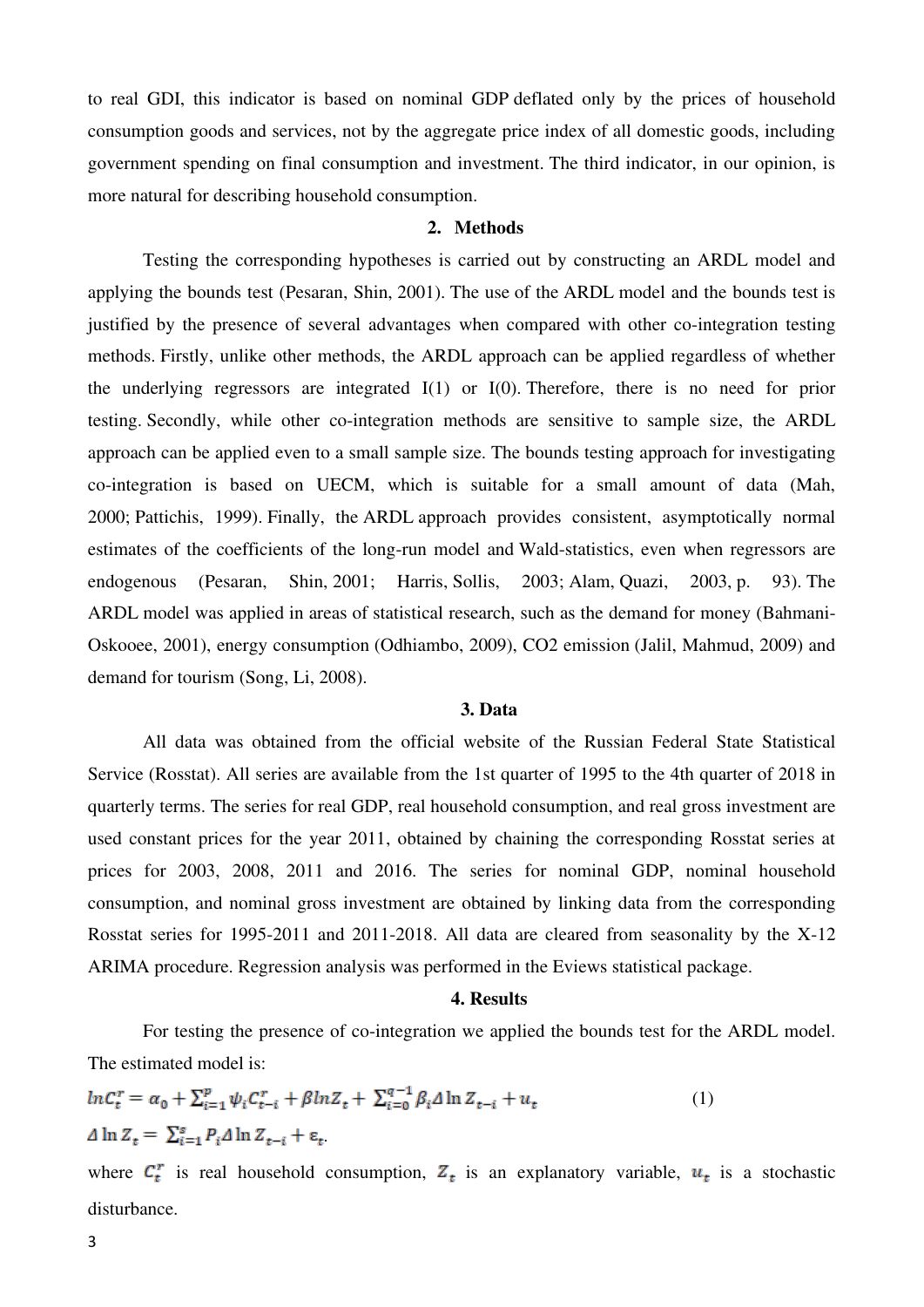to real GDI, this indicator is based on nominal GDP deflated only by the prices of household consumption goods and services, not by the aggregate price index of all domestic goods, including government spending on final consumption and investment. The third indicator, in our opinion, is more natural for describing household consumption.

## 2. Methods

Testing the corresponding hypotheses is carried out by constructing an ARDL model and applying the bounds test (Pesaran, Shin, 2001). The use of the ARDL model and the bounds test is justified by the presence of several advantages when compared with other co-integration testing methods. Firstly, unlike other methods, the ARDL approach can be applied regardless of whether the underlying regressors are integrated I(1) or I(0). Therefore, there is no need for prior testing. Secondly, while other co-integration methods are sensitive to sample size, the ARDL approach can be applied even to a small sample size. The bounds testing approach for investigating co-integration is based on UECM, which is suitable for a small amount of data (Mah, 2000; Pattichis, 1999). Finally, the ARDL approach provides consistent, asymptotically normal estimates of the coefficients of the long-run model and Wald-statistics, even when regressors are endogenous (Pesaran, Shin, 2001; Harris, Sollis, 2003; Alam, Quazi, 2003, p. 93). The ARDL model was applied in areas of statistical research, such as the demand for money (Bahmani-Oskooee, 2001), energy consumption (Odhiambo, 2009), CO2 emission (Jalil, Mahmud, 2009) and demand for tourism (Song, Li, 2008).

## 3. Data

All data was obtained from the official website of the Russian Federal State Statistical Service (Rosstat). All series are available from the 1st quarter of 1995 to the 4th quarter of 2018 in quarterly terms. The series for real GDP, real household consumption, and real gross investment are used constant prices for the year 2011, obtained by chaining the corresponding Rosstat series at prices for 2003, 2008, 2011 and 2016. The series for nominal GDP, nominal household consumption, and nominal gross investment are obtained by linking data from the corresponding Rosstat series for 1995-2011 and 2011-2018. All data are cleared from seasonality by the X-12 ARIMA procedure. Regression analysis was performed in the Eviews statistical package.

## 4. Results

For testing the presence of co-integration we applied the bounds test for the ARDL model. The estimated model is:

$$lnC_t^r = \alpha_0 + \sum_{i=1}^{p} \psi_i C_{t-i}^r + \beta ln Z_t + \sum_{i=0}^{q-1} \beta_i \Delta \ln Z_{t-i} + u_t \qquad (1)$$

$$\Delta \ln Z_t = \sum_{i=1}^{s} P_i \Delta \ln Z_{t-i} + \varepsilon_t.$$

where $C_t^r$ is real household consumption, $Z_t$ is an explanatory variable, $u_t$ is a stochastic disturbance.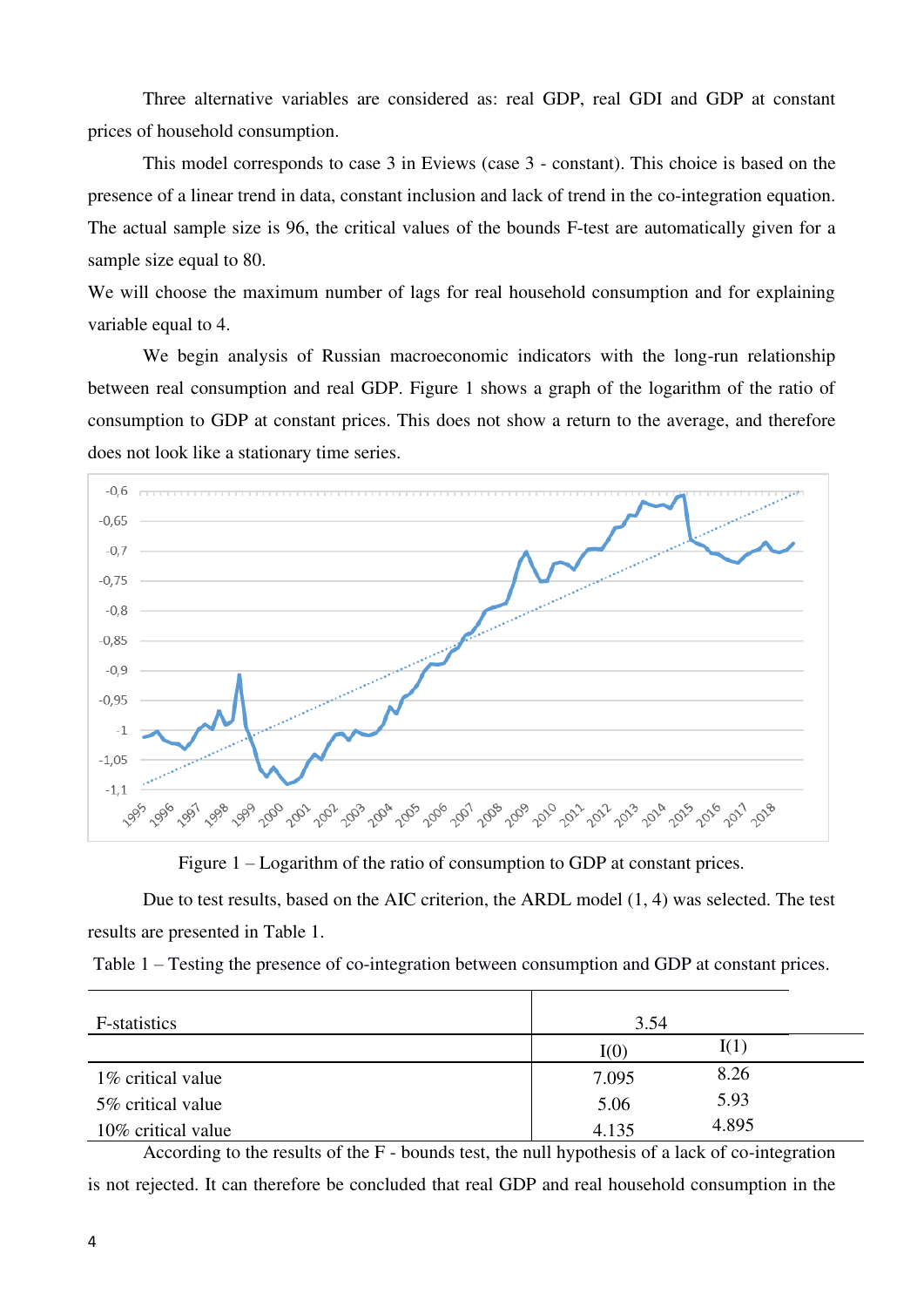Three alternative variables are considered as: real GDP, real GDI and GDP at constant prices of household consumption.

This model corresponds to case 3 in Eviews (case 3 - constant). This choice is based on the presence of a linear trend in data, constant inclusion and lack of trend in the co-integration equation. The actual sample size is 96, the critical values of the bounds F-test are automatically given for a sample size equal to 80.

We will choose the maximum number of lags for real household consumption and for explaining variable equal to 4.

We begin analysis of Russian macroeconomic indicators with the long-run relationship between real consumption and real GDP. Figure 1 shows a graph of the logarithm of the ratio of consumption to GDP at constant prices. This does not show a return to the average, and therefore does not look like a stationary time series.

-0,6
-0,65
-0,7
-0,75
-0,8
-0,85
-0,9
-0,95
-1
-1,05
-1,1

1995 1996 1997 1998 1999 2000 2001 2002 2003 2004 2005 2006 2007 2008 2009 2010 2011 2012 2013 2014 2015 2016 2017 2018

Figure 1 – Logarithm of the ratio of consumption to GDP at constant prices.

Due to test results, based on the AIC criterion, the ARDL model (1, 4) was selected. The test results are presented in Table 1.

Table 1 – Testing the presence of co-integration between consumption and GDP at constant prices.

| F-statistics | 3.54 | |
|---|---|---|
| | I(0) | I(1) |
| 1% critical value | 7.095 | 8.26 |
| 5% critical value | 5.06 | 5.93 |
| 10% critical value | 4.135 | 4.895 |

According to the results of the F - bounds test, the null hypothesis of a lack of co-integration is not rejected. It can therefore be concluded that real GDP and real household consumption in the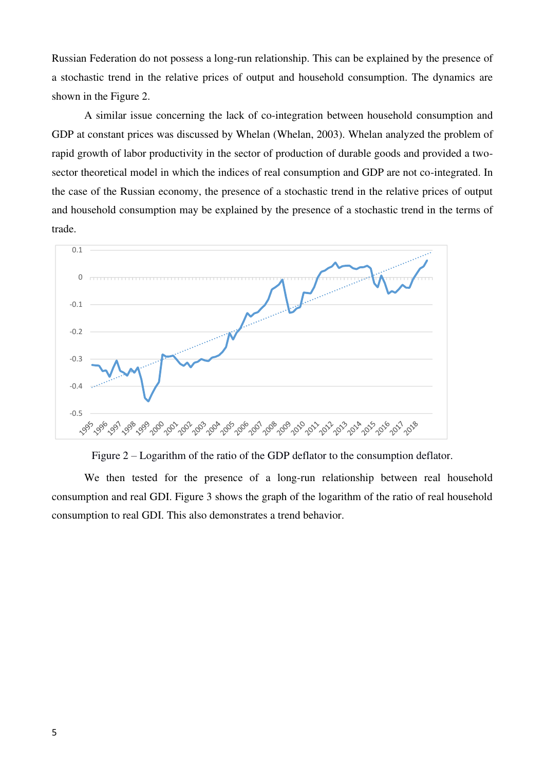Russian Federation do not possess a long-run relationship. This can be explained by the presence of a stochastic trend in the relative prices of output and household consumption. The dynamics are shown in the Figure 2.

A similar issue concerning the lack of co-integration between household consumption and GDP at constant prices was discussed by Whelan (Whelan, 2003). Whelan analyzed the problem of rapid growth of labor productivity in the sector of production of durable goods and provided a two-sector theoretical model in which the indices of real consumption and GDP are not co-integrated. In the case of the Russian economy, the presence of a stochastic trend in the relative prices of output and household consumption may be explained by the presence of a stochastic trend in the terms of trade.

0.1
0
-0.1
-0.2
-0.3
-0.4
-0.5

1995 1996 1997 1998 1999 2000 2001 2002 2003 2004 2005 2006 2007 2008 2009 2010 2011 2012 2013 2014 2015 2016 2017 2018

Figure 2 – Logarithm of the ratio of the GDP deflator to the consumption deflator.

We then tested for the presence of a long-run relationship between real household consumption and real GDI. Figure 3 shows the graph of the logarithm of the ratio of real household consumption to real GDI. This also demonstrates a trend behavior.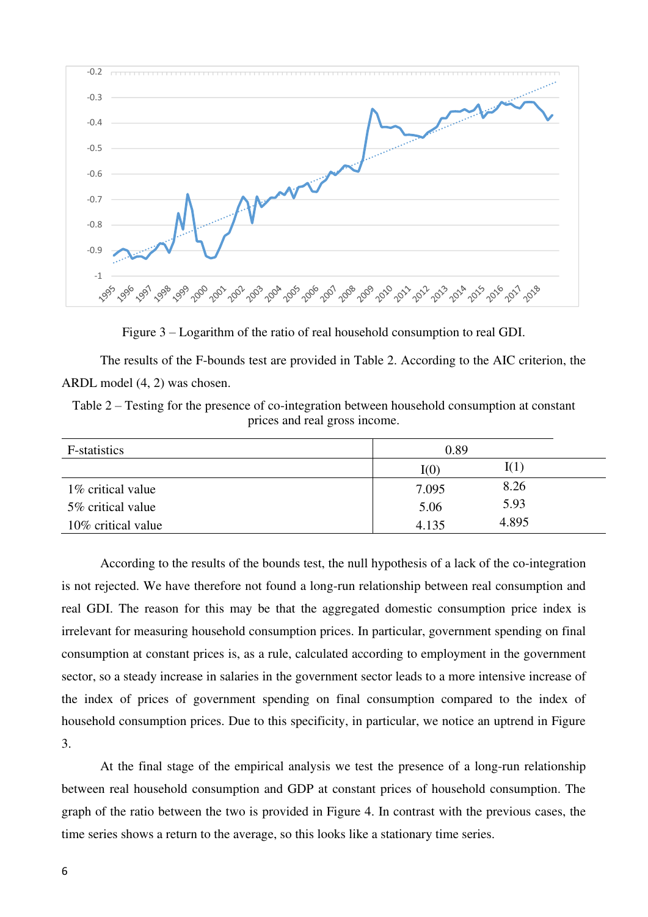-0.2
-0.3
-0.4
-0.5
-0.6
-0.7
-0.8
-0.9
-1

1995 1996 1997 1998 1999 2000 2001 2002 2003 2004 2005 2006 2007 2008 2009 2010 2011 2012 2013 2014 2015 2016 2017 2018

Figure 3 – Logarithm of the ratio of real household consumption to real GDI.

The results of the F-bounds test are provided in Table 2. According to the AIC criterion, the ARDL model (4, 2) was chosen.

Table 2 – Testing for the presence of co-integration between household consumption at constant prices and real gross income.

| | | |
|---|---|---|
| F-statistics | 0.89 | |
| | I(0) | I(1) |
| 1% critical value | 7.095 | 8.26 |
| 5% critical value | 5.06 | 5.93 |
| 10% critical value | 4.135 | 4.895 |

According to the results of the bounds test, the null hypothesis of a lack of the co-integration is not rejected. We have therefore not found a long-run relationship between real consumption and real GDI. The reason for this may be that the aggregated domestic consumption price index is irrelevant for measuring household consumption prices. In particular, government spending on final consumption at constant prices is, as a rule, calculated according to employment in the government sector, so a steady increase in salaries in the government sector leads to a more intensive increase of the index of prices of government spending on final consumption compared to the index of household consumption prices. Due to this specificity, in particular, we notice an uptrend in Figure 3.

At the final stage of the empirical analysis we test the presence of a long-run relationship between real household consumption and GDP at constant prices of household consumption. The graph of the ratio between the two is provided in Figure 4. In contrast with the previous cases, the time series shows a return to the average, so this looks like a stationary time series.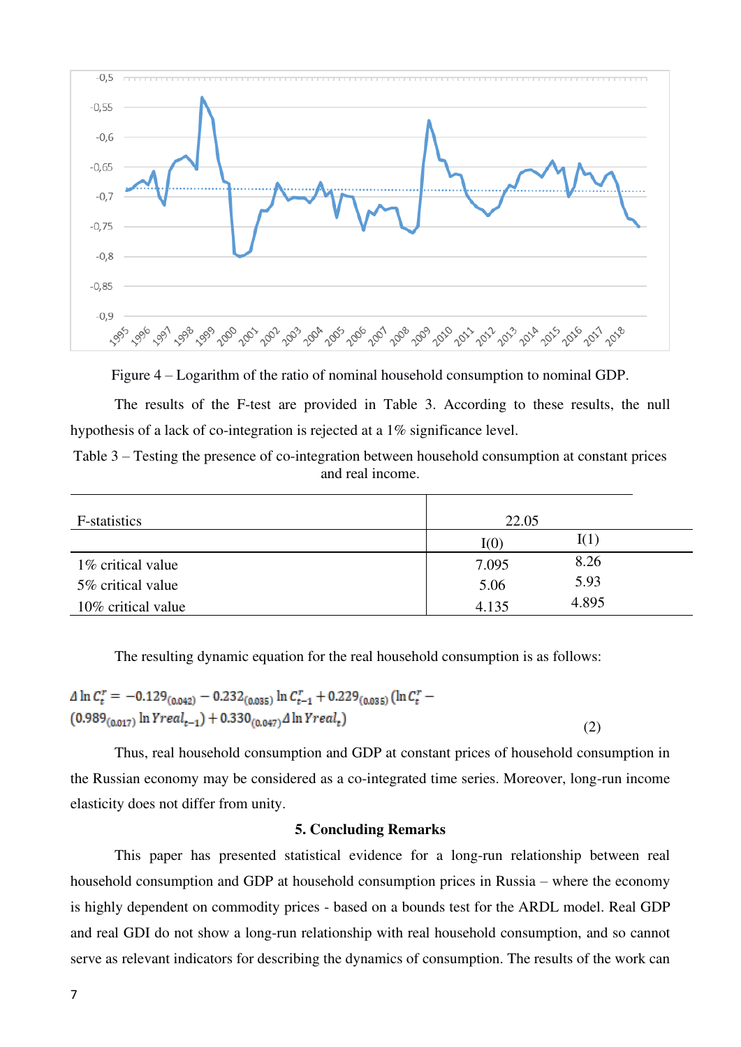-0,5
-0,55
-0,6
-0,65
-0,7
-0,75
-0,8
-0,85
-0,9

1995 1996 1997 1998 1999 2000 2001 2002 2003 2004 2005 2006 2007 2008 2009 2010 2011 2012 2013 2014 2015 2016 2017 2018

Figure 4 – Logarithm of the ratio of nominal household consumption to nominal GDP.

The results of the F-test are provided in Table 3. According to these results, the null hypothesis of a lack of co-integration is rejected at a 1% significance level.

Table 3 – Testing the presence of co-integration between household consumption at constant prices and real income.

| F-statistics | 22.05 | |
|---|---|---|
| | I(0) | I(1) |
| 1% critical value | 7.095 | 8.26 |
| 5% critical value | 5.06 | 5.93 |
| 10% critical value | 4.135 | 4.895 |

The resulting dynamic equation for the real household consumption is as follows:

$$\Delta \ln C_t^r = -0.129_{(0.042)} - 0.232_{(0.035)} \ln C_{t-1}^r + 0.229_{(0.035)} (\ln C_t^r - (0.989_{(0.017)} \ln Yreal_{t-1}) + 0.330_{(0.047)} \Delta \ln Yreal_t) \quad (2)$$

Thus, real household consumption and GDP at constant prices of household consumption in the Russian economy may be considered as a co-integrated time series. Moreover, long-run income elasticity does not differ from unity.

## 5. Concluding Remarks

This paper has presented statistical evidence for a long-run relationship between real household consumption and GDP at household consumption prices in Russia – where the economy is highly dependent on commodity prices - based on a bounds test for the ARDL model. Real GDP and real GDI do not show a long-run relationship with real household consumption, and so cannot serve as relevant indicators for describing the dynamics of consumption. The results of the work can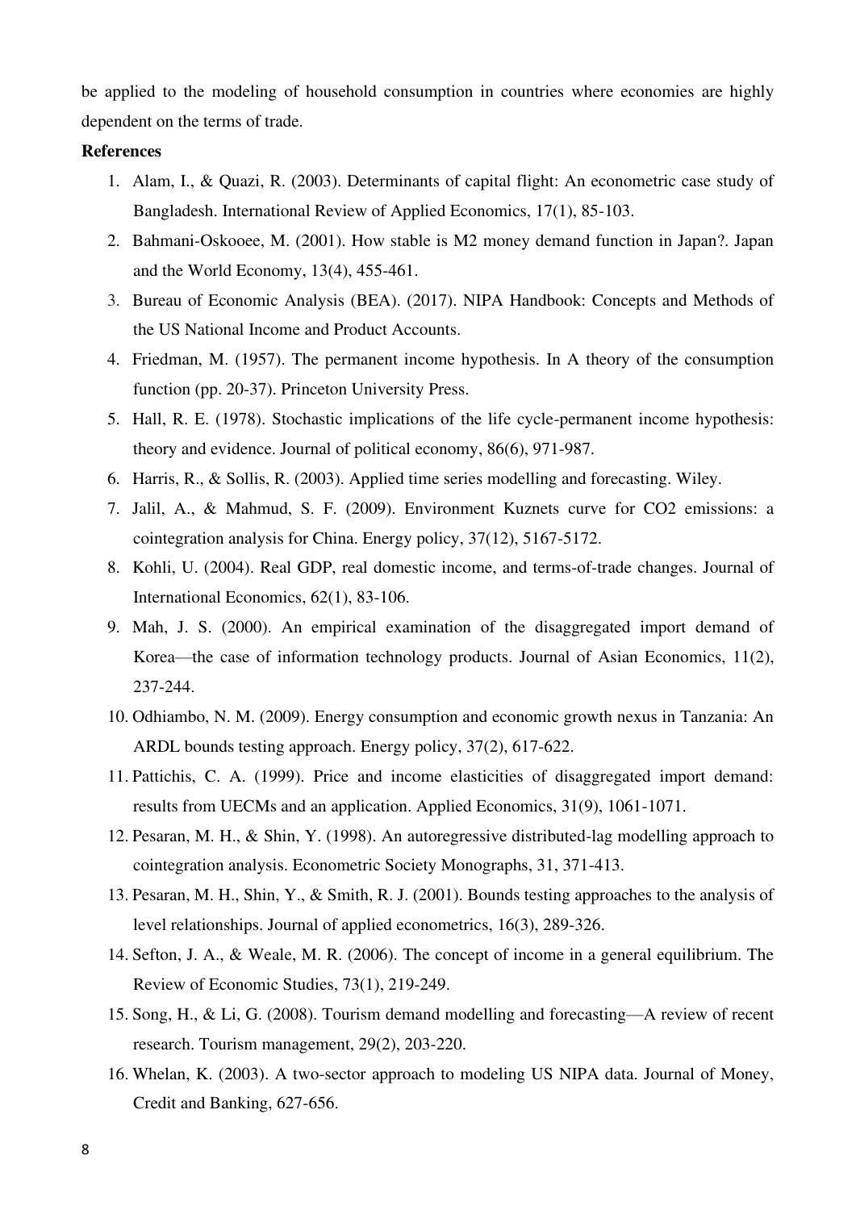be applied to the modeling of household consumption in countries where economies are highly dependent on the terms of trade.

**References**

1. Alam, I., & Quazi, R. (2003). Determinants of capital flight: An econometric case study of Bangladesh. International Review of Applied Economics, 17(1), 85-103.
2. Bahmani-Oskooee, M. (2001). How stable is M2 money demand function in Japan?. Japan and the World Economy, 13(4), 455-461.
3. Bureau of Economic Analysis (BEA). (2017). NIPA Handbook: Concepts and Methods of the US National Income and Product Accounts.
4. Friedman, M. (1957). The permanent income hypothesis. In A theory of the consumption function (pp. 20-37). Princeton University Press.
5. Hall, R. E. (1978). Stochastic implications of the life cycle-permanent income hypothesis: theory and evidence. Journal of political economy, 86(6), 971-987.
6. Harris, R., & Sollis, R. (2003). Applied time series modelling and forecasting. Wiley.
7. Jalil, A., & Mahmud, S. F. (2009). Environment Kuznets curve for CO2 emissions: a cointegration analysis for China. Energy policy, 37(12), 5167-5172.
8. Kohli, U. (2004). Real GDP, real domestic income, and terms-of-trade changes. Journal of International Economics, 62(1), 83-106.
9. Mah, J. S. (2000). An empirical examination of the disaggregated import demand of Korea—the case of information technology products. Journal of Asian Economics, 11(2), 237-244.
10. Odhiambo, N. M. (2009). Energy consumption and economic growth nexus in Tanzania: An ARDL bounds testing approach. Energy policy, 37(2), 617-622.
11. Pattichis, C. A. (1999). Price and income elasticities of disaggregated import demand: results from UECMs and an application. Applied Economics, 31(9), 1061-1071.
12. Pesaran, M. H., & Shin, Y. (1998). An autoregressive distributed-lag modelling approach to cointegration analysis. Econometric Society Monographs, 31, 371-413.
13. Pesaran, M. H., Shin, Y., & Smith, R. J. (2001). Bounds testing approaches to the analysis of level relationships. Journal of applied econometrics, 16(3), 289-326.
14. Sefton, J. A., & Weale, M. R. (2006). The concept of income in a general equilibrium. The Review of Economic Studies, 73(1), 219-249.
15. Song, H., & Li, G. (2008). Tourism demand modelling and forecasting—A review of recent research. Tourism management, 29(2), 203-220.
16. Whelan, K. (2003). A two-sector approach to modeling US NIPA data. Journal of Money, Credit and Banking, 627-656.